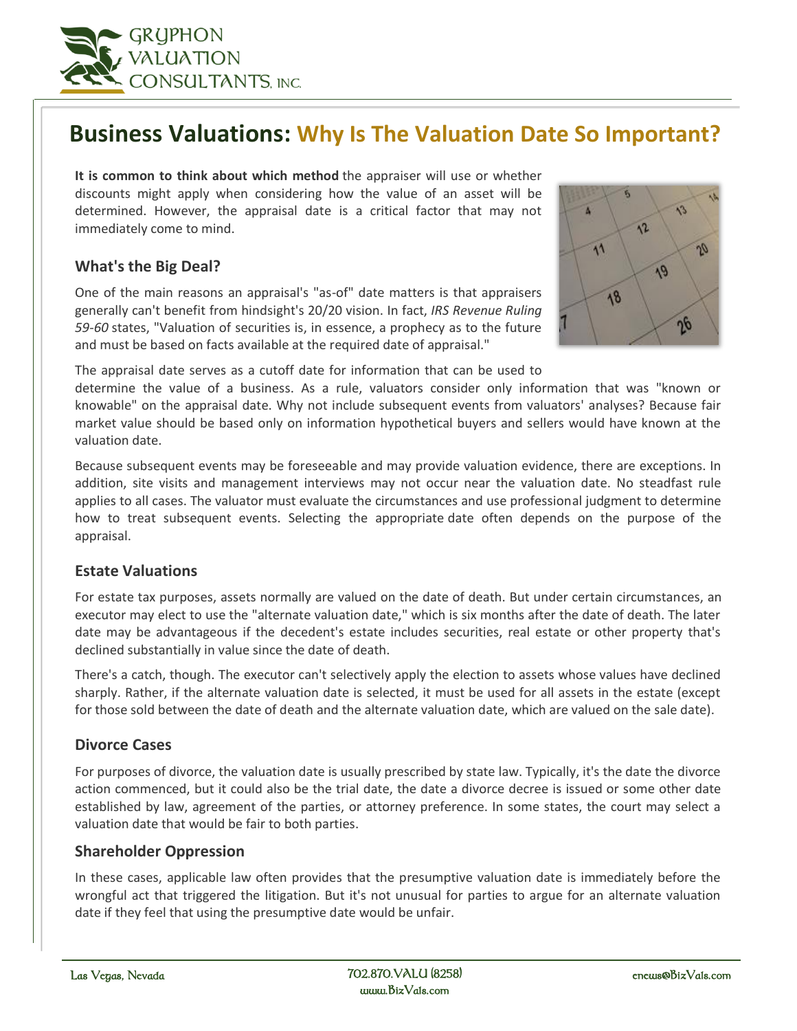# Business Valuations: Why Is The Valuation Date So Important?

**It is common to think about which method** the appraiser will use or whether discounts might apply when considering how the value of an asset will be determined. However, the appraisal date is a critical factor that may not immediately come to mind.

### What's the Big Deal?

One of the main reasons an appraisal's "as-of" date matters is that appraisers generally can't benefit from hindsight's 20/20 vision. In fact, *IRS Revenue Ruling 59-60* states, "Valuation of securities is, in essence, a prophecy as to the future and must be based on facts available at the required date of appraisal."

The appraisal date serves as a cutoff date for information that can be used to determine the value of a business. As a rule, valuators consider only information that was "known or knowable" on the appraisal date. Why not include subsequent events from valuators' analyses? Because fair market value should be based only on information hypothetical buyers and sellers would have known at the valuation date.

Because subsequent events may be foreseeable and may provide valuation evidence, there are exceptions. In addition, site visits and management interviews may not occur near the valuation date. No steadfast rule applies to all cases. The valuator must evaluate the circumstances and use professional judgment to determine how to treat subsequent events. Selecting the appropriate date often depends on the purpose of the appraisal.

### Estate Valuations

For estate tax purposes, assets normally are valued on the date of death. But under certain circumstances, an executor may elect to use the "alternate valuation date," which is six months after the date of death. The later date may be advantageous if the decedent's estate includes securities, real estate or other property that's declined substantially in value since the date of death.

There's a catch, though. The executor can't selectively apply the election to assets whose values have declined sharply. Rather, if the alternate valuation date is selected, it must be used for all assets in the estate (except for those sold between the date of death and the alternate valuation date, which are valued on the sale date).

### Divorce Cases

For purposes of divorce, the valuation date is usually prescribed by state law. Typically, it's the date the divorce action commenced, but it could also be the trial date, the date a divorce decree is issued or some other date established by law, agreement of the parties, or attorney preference. In some states, the court may select a valuation date that would be fair to both parties.

### Shareholder Oppression

In these cases, applicable law often provides that the presumptive valuation date is immediately before the wrongful act that triggered the litigation. But it's not unusual for parties to argue for an alternate valuation date if they feel that using the presumptive date would be unfair.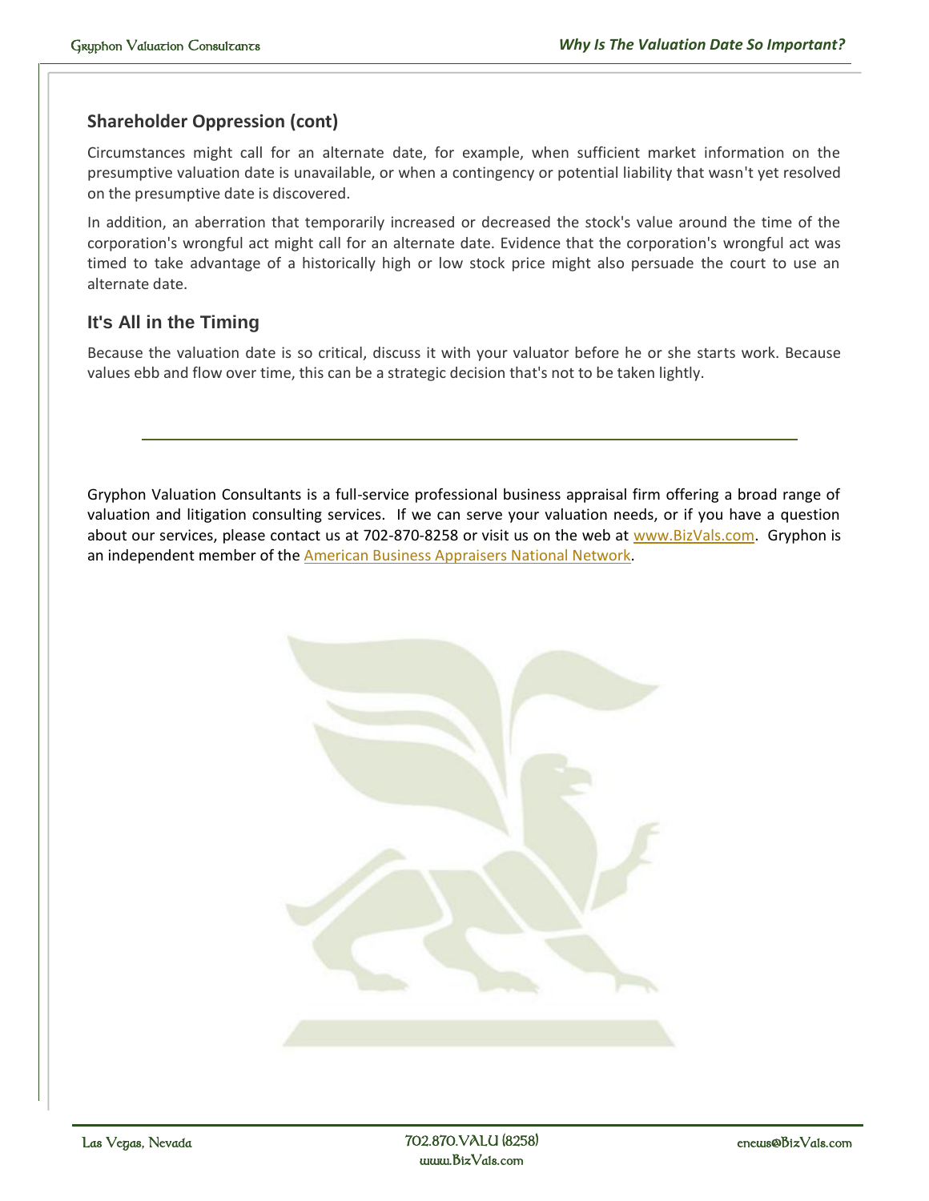## Shareholder Oppression (cont)

Circumstances might call for an alternate date, for example, when sufficient market information on the presumptive valuation date is unavailable, or when a contingency or potential liability that wasn't yet resolved on the presumptive date is discovered.

In addition, an aberration that temporarily increased or decreased the stock's value around the time of the corporation's wrongful act might call for an alternate date. Evidence that the corporation's wrongful act was timed to take advantage of a historically high or low stock price might also persuade the court to use an alternate date.

## It's All in the Timing

Because the valuation date is so critical, discuss it with your valuator before he or she starts work. Because values ebb and flow over time, this can be a strategic decision that's not to be taken lightly.

---

Gryphon Valuation Consultants is a full-service professional business appraisal firm offering a broad range of valuation and litigation consulting services. If we can serve your valuation needs, or if you have a question about our services, please contact us at 702-870-8258 or visit us on the web at [www.BizVals.com](www.BizVals.com). Gryphon is an independent member of the [American Business Appraisers National Network](American Business Appraisers National Network).